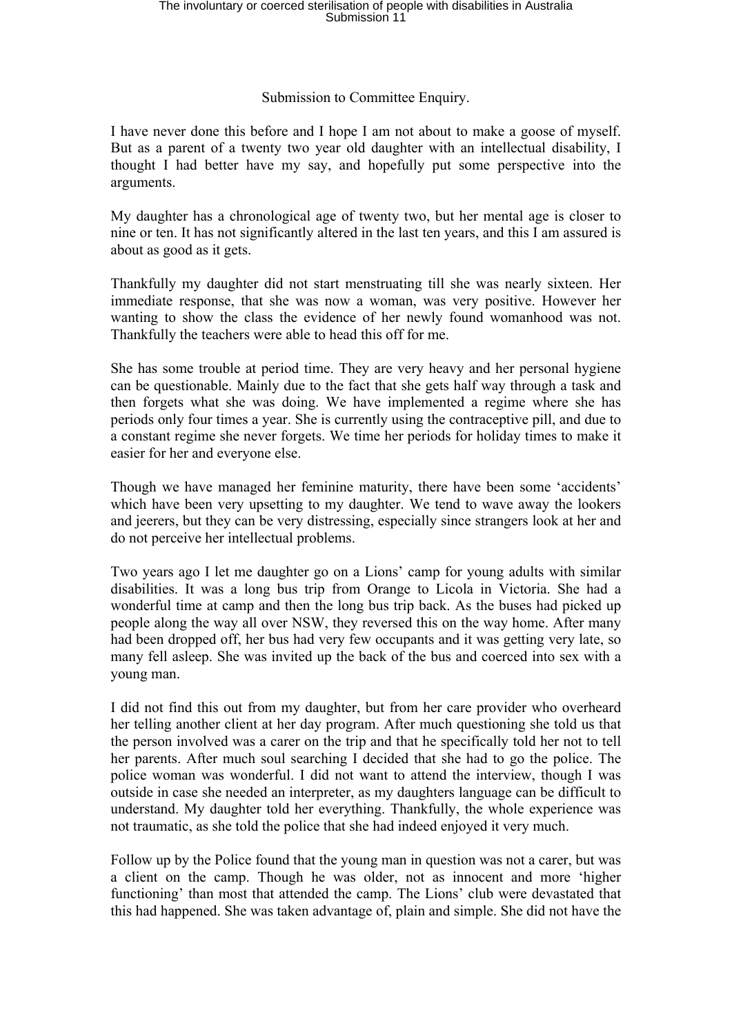Submission to Committee Enquiry.

I have never done this before and I hope I am not about to make a goose of myself. But as a parent of a twenty two year old daughter with an intellectual disability, I thought I had better have my say, and hopefully put some perspective into the arguments.

My daughter has a chronological age of twenty two, but her mental age is closer to nine or ten. It has not significantly altered in the last ten years, and this I am assured is about as good as it gets.

Thankfully my daughter did not start menstruating till she was nearly sixteen. Her immediate response, that she was now a woman, was very positive. However her wanting to show the class the evidence of her newly found womanhood was not. Thankfully the teachers were able to head this off for me.

She has some trouble at period time. They are very heavy and her personal hygiene can be questionable. Mainly due to the fact that she gets half way through a task and then forgets what she was doing. We have implemented a regime where she has periods only four times a year. She is currently using the contraceptive pill, and due to a constant regime she never forgets. We time her periods for holiday times to make it easier for her and everyone else.

Though we have managed her feminine maturity, there have been some 'accidents' which have been very upsetting to my daughter. We tend to wave away the lookers and jeerers, but they can be very distressing, especially since strangers look at her and do not perceive her intellectual problems.

Two years ago I let me daughter go on a Lions' camp for young adults with similar disabilities. It was a long bus trip from Orange to Licola in Victoria. She had a wonderful time at camp and then the long bus trip back. As the buses had picked up people along the way all over NSW, they reversed this on the way home. After many had been dropped off, her bus had very few occupants and it was getting very late, so many fell asleep. She was invited up the back of the bus and coerced into sex with a young man.

I did not find this out from my daughter, but from her care provider who overheard her telling another client at her day program. After much questioning she told us that the person involved was a carer on the trip and that he specifically told her not to tell her parents. After much soul searching I decided that she had to go the police. The police woman was wonderful. I did not want to attend the interview, though I was outside in case she needed an interpreter, as my daughters language can be difficult to understand. My daughter told her everything. Thankfully, the whole experience was not traumatic, as she told the police that she had indeed enjoyed it very much.

Follow up by the Police found that the young man in question was not a carer, but was a client on the camp. Though he was older, not as innocent and more 'higher functioning' than most that attended the camp. The Lions' club were devastated that this had happened. She was taken advantage of, plain and simple. She did not have the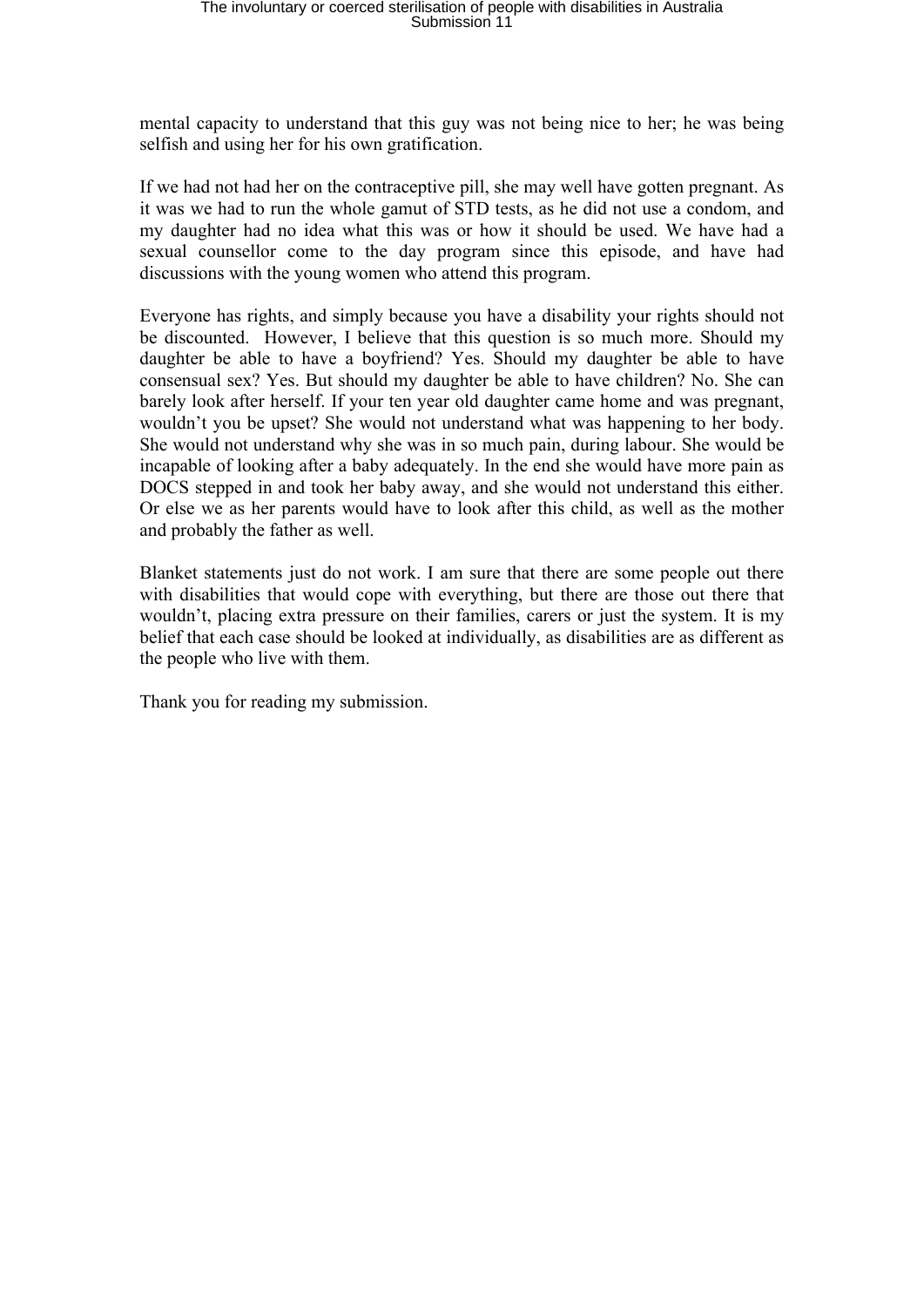mental capacity to understand that this guy was not being nice to her; he was being selfish and using her for his own gratification.

If we had not had her on the contraceptive pill, she may well have gotten pregnant. As it was we had to run the whole gamut of STD tests, as he did not use a condom, and my daughter had no idea what this was or how it should be used. We have had a sexual counsellor come to the day program since this episode, and have had discussions with the young women who attend this program.

Everyone has rights, and simply because you have a disability your rights should not be discounted. However, I believe that this question is so much more. Should my daughter be able to have a boyfriend? Yes. Should my daughter be able to have consensual sex? Yes. But should my daughter be able to have children? No. She can barely look after herself. If your ten year old daughter came home and was pregnant, wouldn't you be upset? She would not understand what was happening to her body. She would not understand why she was in so much pain, during labour. She would be incapable of looking after a baby adequately. In the end she would have more pain as DOCS stepped in and took her baby away, and she would not understand this either. Or else we as her parents would have to look after this child, as well as the mother and probably the father as well.

Blanket statements just do not work. I am sure that there are some people out there with disabilities that would cope with everything, but there are those out there that wouldn't, placing extra pressure on their families, carers or just the system. It is my belief that each case should be looked at individually, as disabilities are as different as the people who live with them.

Thank you for reading my submission.